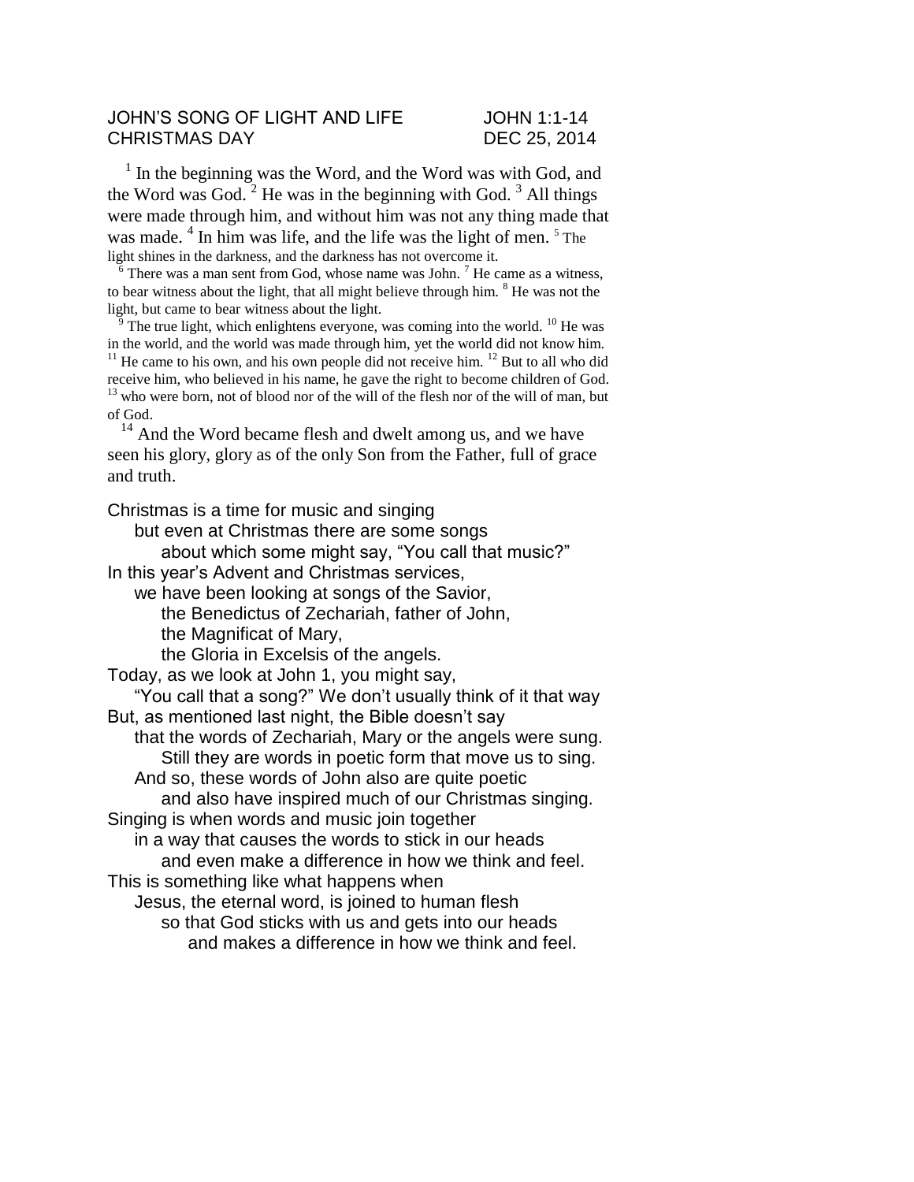JOHN'S SONG OF LIGHT AND LIFE JOHN 1:1-14
CHRISTMAS DAY DEC 25, 2014

[1] In the beginning was the Word, and the Word was with God, and the Word was God. [2] He was in the beginning with God. [3] All things were made through him, and without him was not any thing made that was made. [4] In him was life, and the life was the light of men. [5] The light shines in the darkness, and the darkness has not overcome it.

[6] There was a man sent from God, whose name was John. [7] He came as a witness, to bear witness about the light, that all might believe through him. [8] He was not the light, but came to bear witness about the light.

[9] The true light, which enlightens everyone, was coming into the world. [10] He was in the world, and the world was made through him, yet the world did not know him. [11] He came to his own, and his own people did not receive him. [12] But to all who did receive him, who believed in his name, he gave the right to become children of God. [13] who were born, not of blood nor of the will of the flesh nor of the will of man, but of God.

[14] And the Word became flesh and dwelt among us, and we have seen his glory, glory as of the only Son from the Father, full of grace and truth.

Christmas is a time for music and singing
but even at Christmas there are some songs
about which some might say, "You call that music?"
In this year's Advent and Christmas services,
we have been looking at songs of the Savior,
the Benedictus of Zechariah, father of John,
the Magnificat of Mary,
the Gloria in Excelsis of the angels.
Today, as we look at John 1, you might say,
"You call that a song?" We don't usually think of it that way
But, as mentioned last night, the Bible doesn't say
that the words of Zechariah, Mary or the angels were sung.
Still they are words in poetic form that move us to sing.
And so, these words of John also are quite poetic
and also have inspired much of our Christmas singing.
Singing is when words and music join together
in a way that causes the words to stick in our heads
and even make a difference in how we think and feel.
This is something like what happens when
Jesus, the eternal word, is joined to human flesh
so that God sticks with us and gets into our heads
and makes a difference in how we think and feel.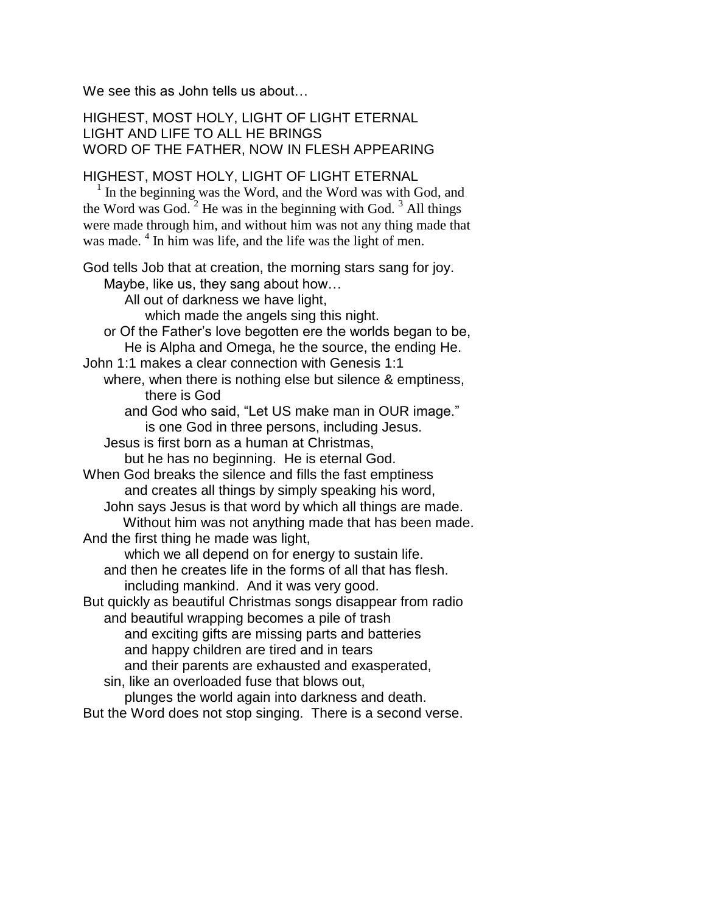We see this as John tells us about…

HIGHEST, MOST HOLY, LIGHT OF LIGHT ETERNAL
LIGHT AND LIFE TO ALL HE BRINGS
WORD OF THE FATHER, NOW IN FLESH APPEARING

HIGHEST, MOST HOLY, LIGHT OF LIGHT ETERNAL

[1] In the beginning was the Word, and the Word was with God, and the Word was God. [2] He was in the beginning with God. [3] All things were made through him, and without him was not any thing made that was made. [4] In him was life, and the life was the light of men.

God tells Job that at creation, the morning stars sang for joy.
Maybe, like us, they sang about how…
All out of darkness we have light,
which made the angels sing this night.
or Of the Father's love begotten ere the worlds began to be,
He is Alpha and Omega, he the source, the ending He.
John 1:1 makes a clear connection with Genesis 1:1
where, when there is nothing else but silence & emptiness,
there is God
and God who said, "Let US make man in OUR image."
is one God in three persons, including Jesus.
Jesus is first born as a human at Christmas,
but he has no beginning. He is eternal God.
When God breaks the silence and fills the fast emptiness
and creates all things by simply speaking his word,
John says Jesus is that word by which all things are made.
Without him was not anything made that has been made.
And the first thing he made was light,
which we all depend on for energy to sustain life.
and then he creates life in the forms of all that has flesh.
including mankind. And it was very good.
But quickly as beautiful Christmas songs disappear from radio
and beautiful wrapping becomes a pile of trash
and exciting gifts are missing parts and batteries
and happy children are tired and in tears
and their parents are exhausted and exasperated,
sin, like an overloaded fuse that blows out,
plunges the world again into darkness and death.
But the Word does not stop singing. There is a second verse.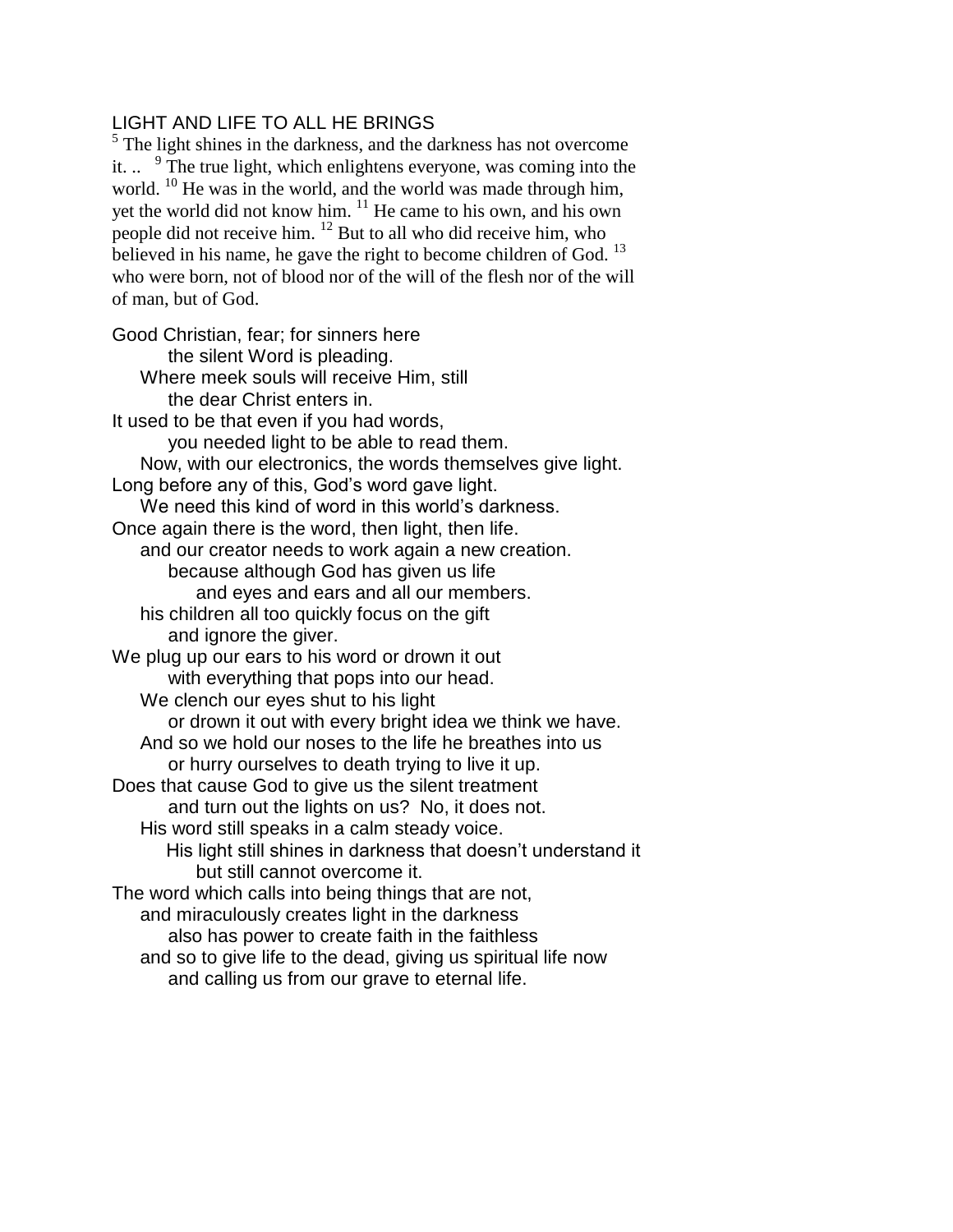LIGHT AND LIFE TO ALL HE BRINGS

[5] The light shines in the darkness, and the darkness has not overcome it. .. [9] The true light, which enlightens everyone, was coming into the world. [10] He was in the world, and the world was made through him, yet the world did not know him. [11] He came to his own, and his own people did not receive him. [12] But to all who did receive him, who believed in his name, he gave the right to become children of God. [13] who were born, not of blood nor of the will of the flesh nor of the will of man, but of God.

Good Christian, fear; for sinners here
    the silent Word is pleading.
  Where meek souls will receive Him, still
    the dear Christ enters in.
It used to be that even if you had words,
    you needed light to be able to read them.
  Now, with our electronics, the words themselves give light.
Long before any of this, God's word gave light.
  We need this kind of word in this world's darkness.
Once again there is the word, then light, then life.
  and our creator needs to work again a new creation.
    because although God has given us life
      and eyes and ears and all our members.
  his children all too quickly focus on the gift
    and ignore the giver.
We plug up our ears to his word or drown it out
    with everything that pops into our head.
  We clench our eyes shut to his light
    or drown it out with every bright idea we think we have.
  And so we hold our noses to the life he breathes into us
    or hurry ourselves to death trying to live it up.
Does that cause God to give us the silent treatment
    and turn out the lights on us? No, it does not.
  His word still speaks in a calm steady voice.
    His light still shines in darkness that doesn't understand it
      but still cannot overcome it.
The word which calls into being things that are not,
  and miraculously creates light in the darkness
    also has power to create faith in the faithless
  and so to give life to the dead, giving us spiritual life now
    and calling us from our grave to eternal life.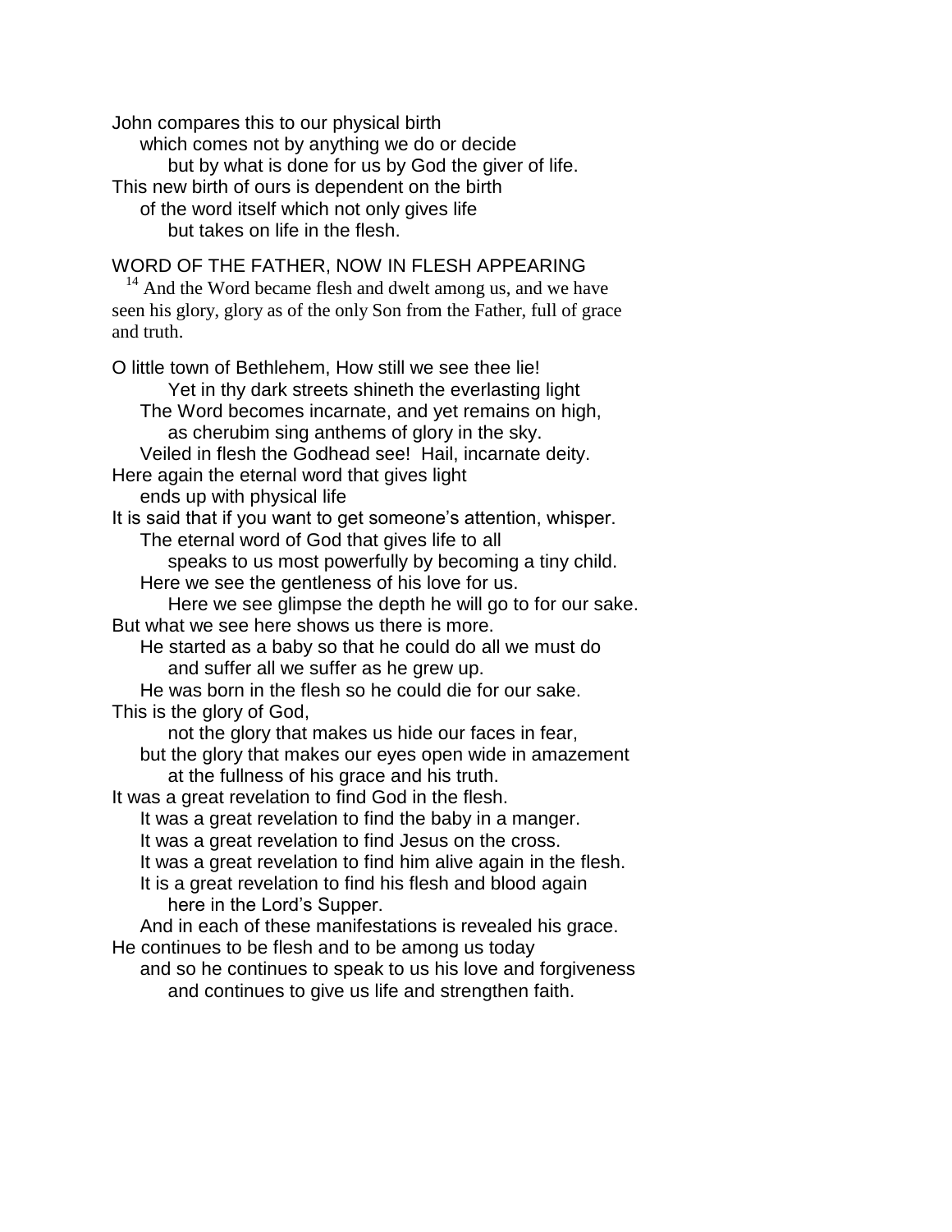John compares this to our physical birth
which comes not by anything we do or decide
but by what is done for us by God the giver of life.
This new birth of ours is dependent on the birth
of the word itself which not only gives life
but takes on life in the flesh.

WORD OF THE FATHER, NOW IN FLESH APPEARING

[14] And the Word became flesh and dwelt among us, and we have seen his glory, glory as of the only Son from the Father, full of grace and truth.

O little town of Bethlehem, How still we see thee lie!
Yet in thy dark streets shineth the everlasting light
The Word becomes incarnate, and yet remains on high,
as cherubim sing anthems of glory in the sky.
Veiled in flesh the Godhead see! Hail, incarnate deity.
Here again the eternal word that gives light
ends up with physical life
It is said that if you want to get someone's attention, whisper.
The eternal word of God that gives life to all
speaks to us most powerfully by becoming a tiny child.
Here we see the gentleness of his love for us.
Here we see glimpse the depth he will go to for our sake.
But what we see here shows us there is more.
He started as a baby so that he could do all we must do
and suffer all we suffer as he grew up.
He was born in the flesh so he could die for our sake.
This is the glory of God,
not the glory that makes us hide our faces in fear,
but the glory that makes our eyes open wide in amazement
at the fullness of his grace and his truth.
It was a great revelation to find God in the flesh.
It was a great revelation to find the baby in a manger.
It was a great revelation to find Jesus on the cross.
It was a great revelation to find him alive again in the flesh.
It is a great revelation to find his flesh and blood again
here in the Lord's Supper.
And in each of these manifestations is revealed his grace.
He continues to be flesh and to be among us today
and so he continues to speak to us his love and forgiveness
and continues to give us life and strengthen faith.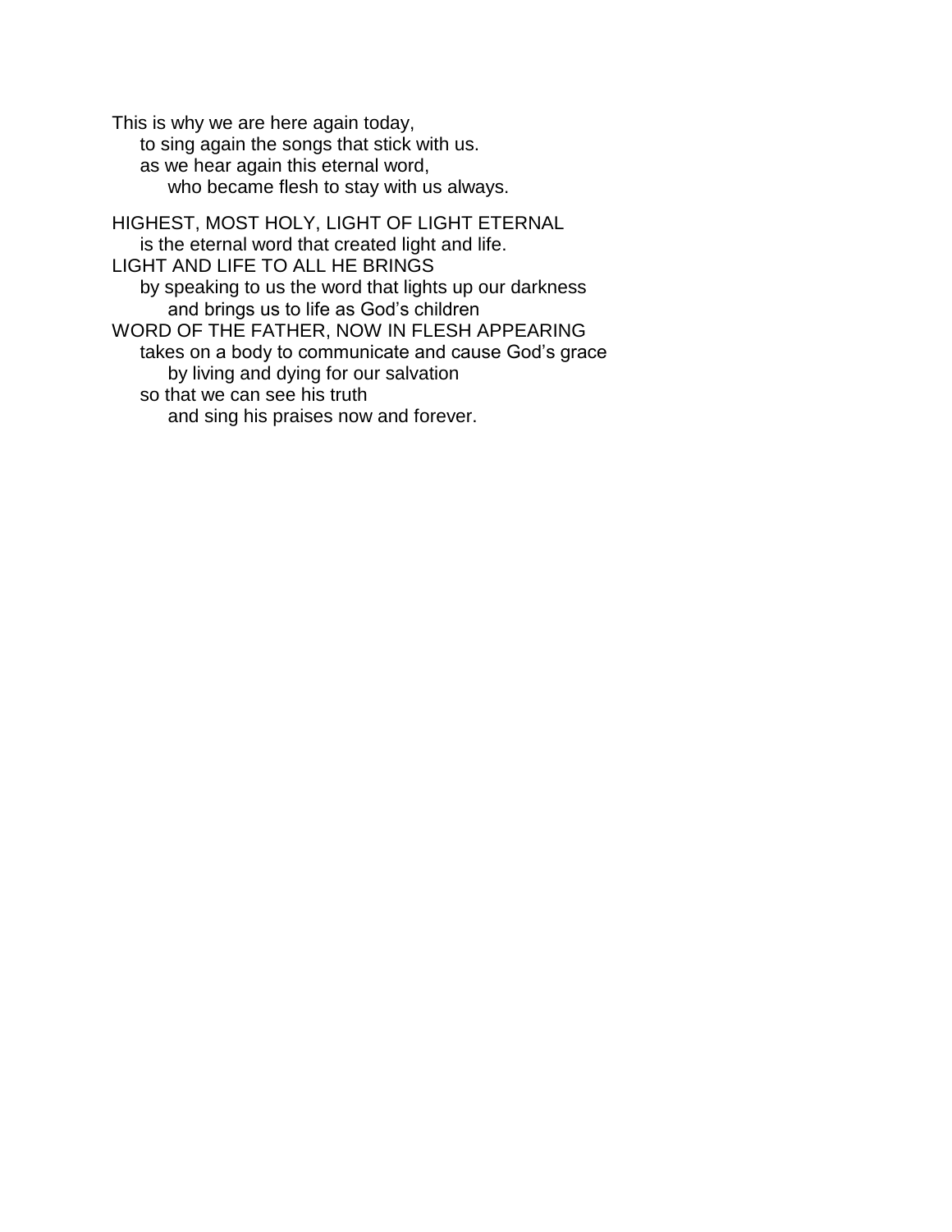This is why we are here again today,
    to sing again the songs that stick with us.
    as we hear again this eternal word,
        who became flesh to stay with us always.

HIGHEST, MOST HOLY, LIGHT OF LIGHT ETERNAL
    is the eternal word that created light and life.
LIGHT AND LIFE TO ALL HE BRINGS
    by speaking to us the word that lights up our darkness
        and brings us to life as God's children
WORD OF THE FATHER, NOW IN FLESH APPEARING
    takes on a body to communicate and cause God's grace
        by living and dying for our salvation
    so that we can see his truth
        and sing his praises now and forever.